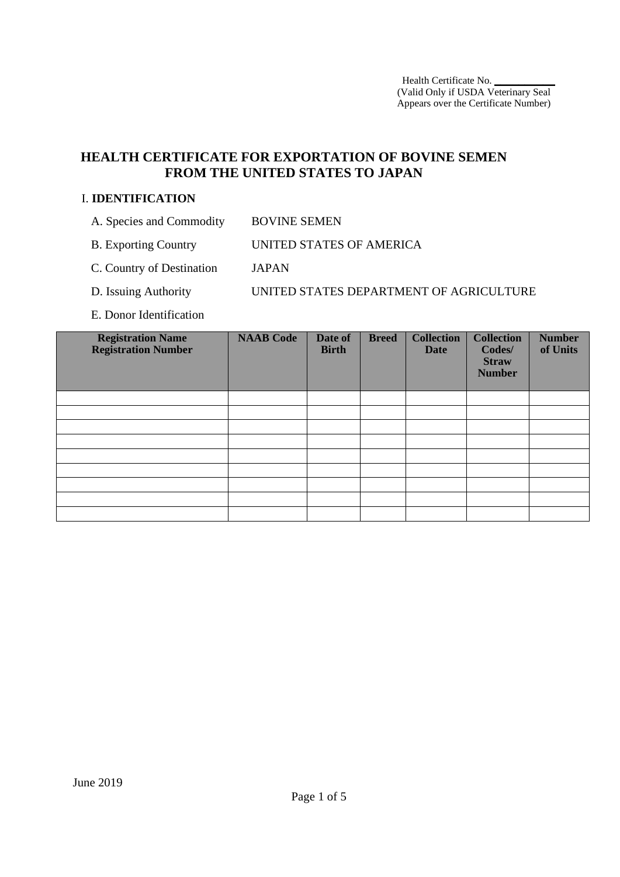Health Certificate No. ___________
(Valid Only if USDA Veterinary Seal Appears over the Certificate Number)

# HEALTH CERTIFICATE FOR EXPORTATION OF BOVINE SEMEN FROM THE UNITED STATES TO JAPAN

## I. IDENTIFICATION

A. Species and Commodity BOVINE SEMEN

B. Exporting Country UNITED STATES OF AMERICA

C. Country of Destination JAPAN

D. Issuing Authority UNITED STATES DEPARTMENT OF AGRICULTURE

E. Donor Identification

| Registration Name Registration Number | NAAB Code | Date of Birth | Breed | Collection Date | Collection Codes/ Straw Number | Number of Units |
|---|---|---|---|---|---|---|
| | | | | | | |
| | | | | | | |
| | | | | | | |
| | | | | | | |
| | | | | | | |
| | | | | | | |
| | | | | | | |
| | | | | | | |
| | | | | | | |

June 2019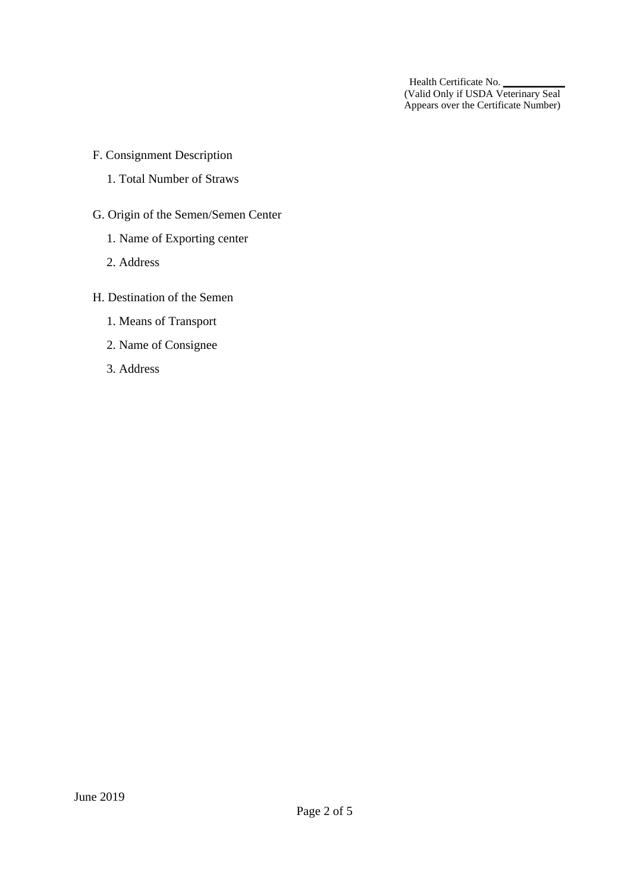Health Certificate No. ___________
(Valid Only if USDA Veterinary Seal Appears over the Certificate Number)

F. Consignment Description

1. Total Number of Straws

G. Origin of the Semen/Semen Center

1. Name of Exporting center
2. Address

H. Destination of the Semen

1. Means of Transport
2. Name of Consignee
3. Address

June 2019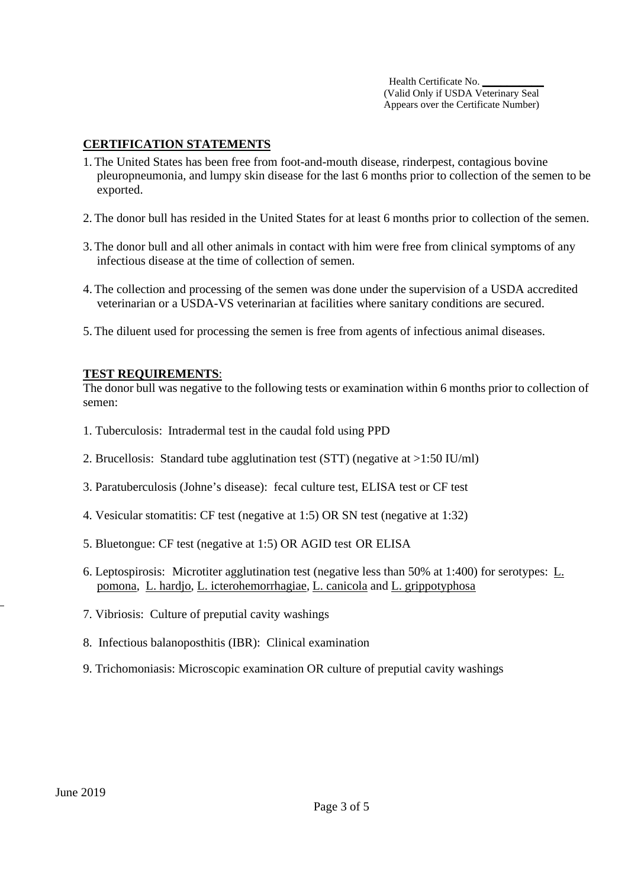Health Certificate No. ___________
(Valid Only if USDA Veterinary Seal Appears over the Certificate Number)

**CERTIFICATION STATEMENTS**

1. The United States has been free from foot-and-mouth disease, rinderpest, contagious bovine pleuropneumonia, and lumpy skin disease for the last 6 months prior to collection of the semen to be exported.

2. The donor bull has resided in the United States for at least 6 months prior to collection of the semen.

3. The donor bull and all other animals in contact with him were free from clinical symptoms of any infectious disease at the time of collection of semen.

4. The collection and processing of the semen was done under the supervision of a USDA accredited veterinarian or a USDA-VS veterinarian at facilities where sanitary conditions are secured.

5. The diluent used for processing the semen is free from agents of infectious animal diseases.

**TEST REQUIREMENTS**:

The donor bull was negative to the following tests or examination within 6 months prior to collection of semen:

1. Tuberculosis: Intradermal test in the caudal fold using PPD

2. Brucellosis: Standard tube agglutination test (STT) (negative at >1:50 IU/ml)

3. Paratuberculosis (Johne's disease): fecal culture test, ELISA test or CF test

4. Vesicular stomatitis: CF test (negative at 1:5) OR SN test (negative at 1:32)

5. Bluetongue: CF test (negative at 1:5) OR AGID test OR ELISA

6. Leptospirosis: Microtiter agglutination test (negative less than 50% at 1:400) for serotypes: L. pomona, L. hardjo, L. icterohemorrhagiae, L. canicola and L. grippotyphosa

7. Vibriosis: Culture of preputial cavity washings

8. Infectious balanoposthitis (IBR): Clinical examination

9. Trichomoniasis: Microscopic examination OR culture of preputial cavity washings

June 2019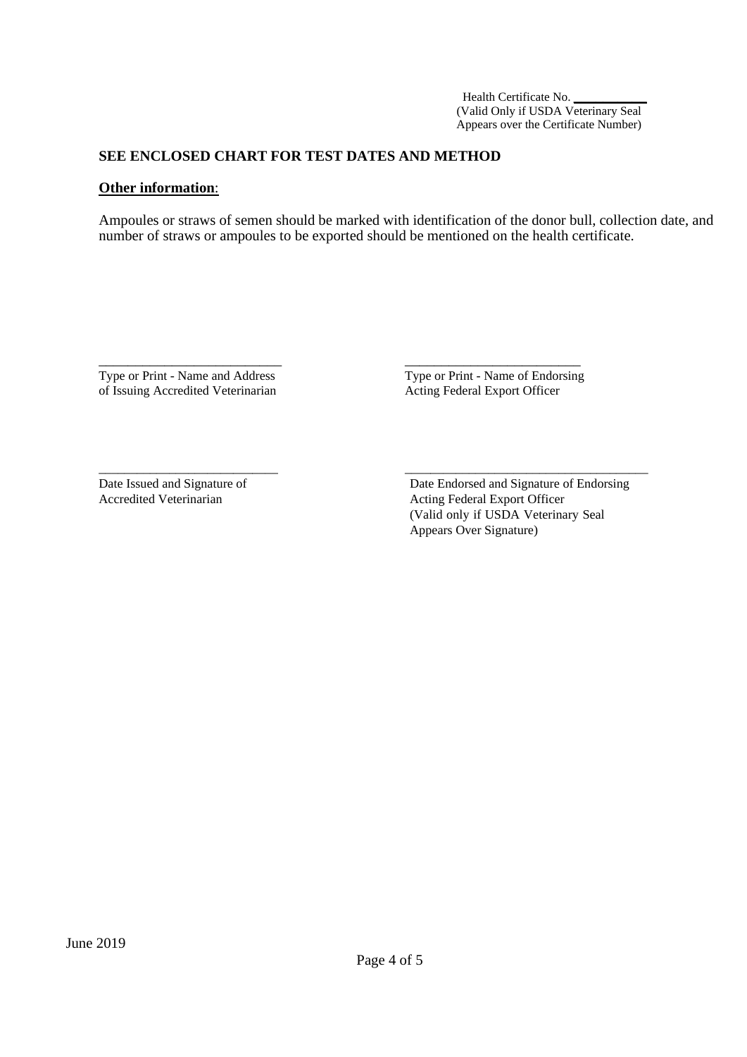Health Certificate No. ___________
(Valid Only if USDA Veterinary Seal Appears over the Certificate Number)

**SEE ENCLOSED CHART FOR TEST DATES AND METHOD**

**Other information**:

Ampoules or straws of semen should be marked with identification of the donor bull, collection date, and number of straws or ampoules to be exported should be mentioned on the health certificate.

___________________________
Type or Print - Name and Address of Issuing Accredited Veterinarian

___________________________
Type or Print - Name of Endorsing Acting Federal Export Officer

___________________________
Date Issued and Signature of Accredited Veterinarian

___________________________
Date Endorsed and Signature of Endorsing Acting Federal Export Officer
(Valid only if USDA Veterinary Seal Appears Over Signature)

June 2019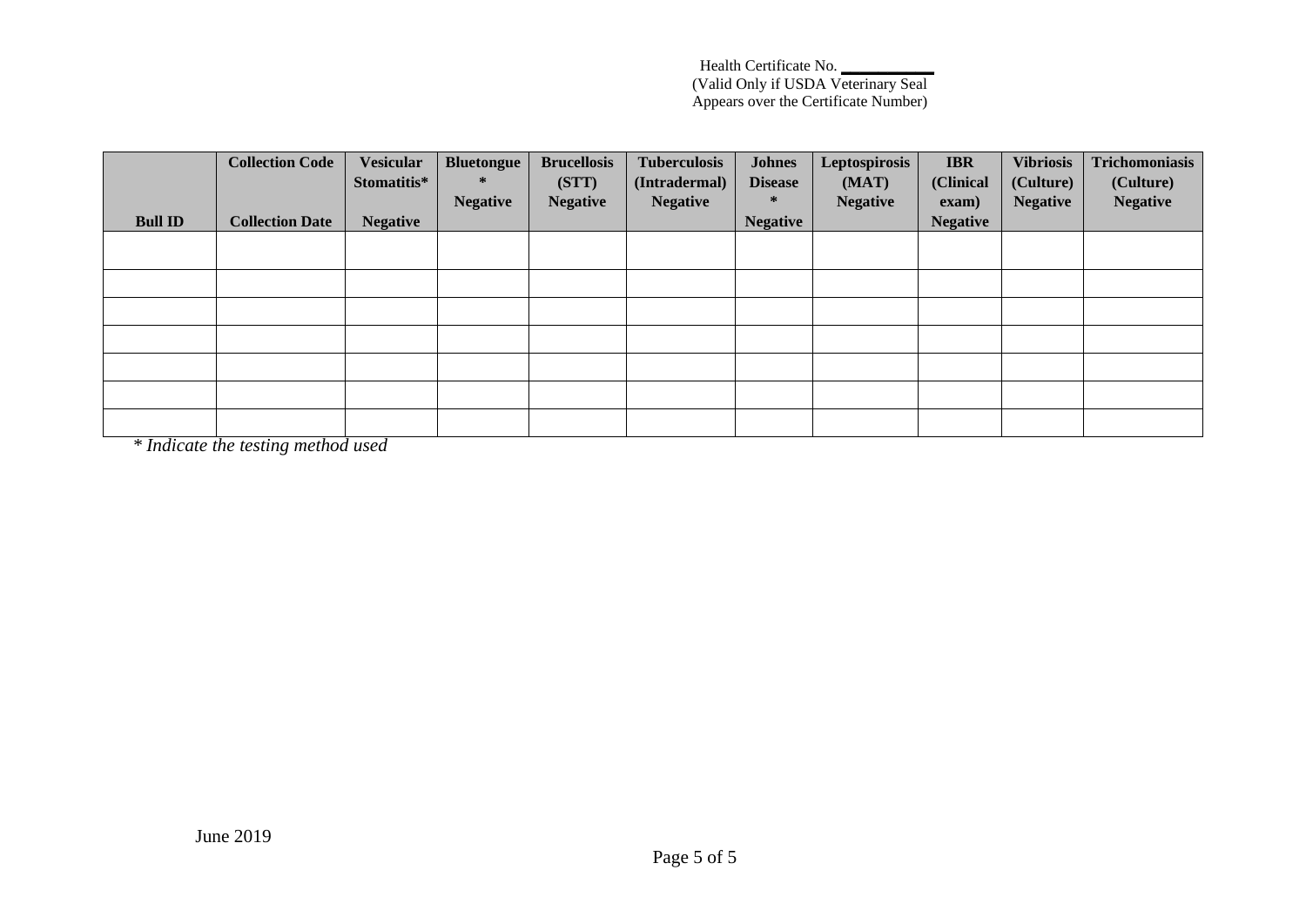Health Certificate No. ___________
(Valid Only if USDA Veterinary Seal Appears over the Certificate Number)

| Bull ID | Collection Code<br>Collection Date | Vesicular Stomatitis*<br>Negative | Bluetongue *<br>Negative | Brucellosis (STT)<br>Negative | Tuberculosis (Intradermal)<br>Negative | Johnes Disease *<br>Negative | Leptospirosis (MAT)<br>Negative | IBR (Clinical exam)<br>Negative | Vibriosis (Culture)<br>Negative | Trichomoniasis (Culture)<br>Negative |
|---|---|---|---|---|---|---|---|---|---|---|
| | | | | | | | | | | |
| | | | | | | | | | | |
| | | | | | | | | | | |
| | | | | | | | | | | |
| | | | | | | | | | | |
| | | | | | | | | | | |
| | | | | | | | | | | |

*\* Indicate the testing method used*

June 2019